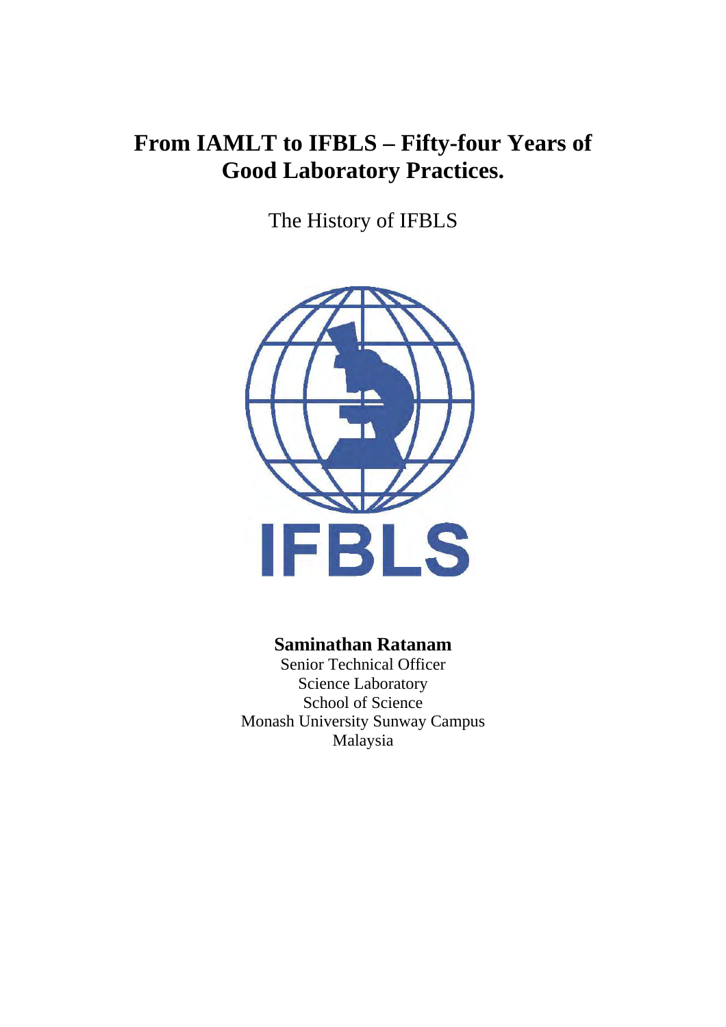# From IAMLT to IFBLS – Fifty-four Years of Good Laboratory Practices.

The History of IFBLS

IFBLS

**Saminathan Ratanam**

Senior Technical Officer
Science Laboratory
School of Science
Monash University Sunway Campus
Malaysia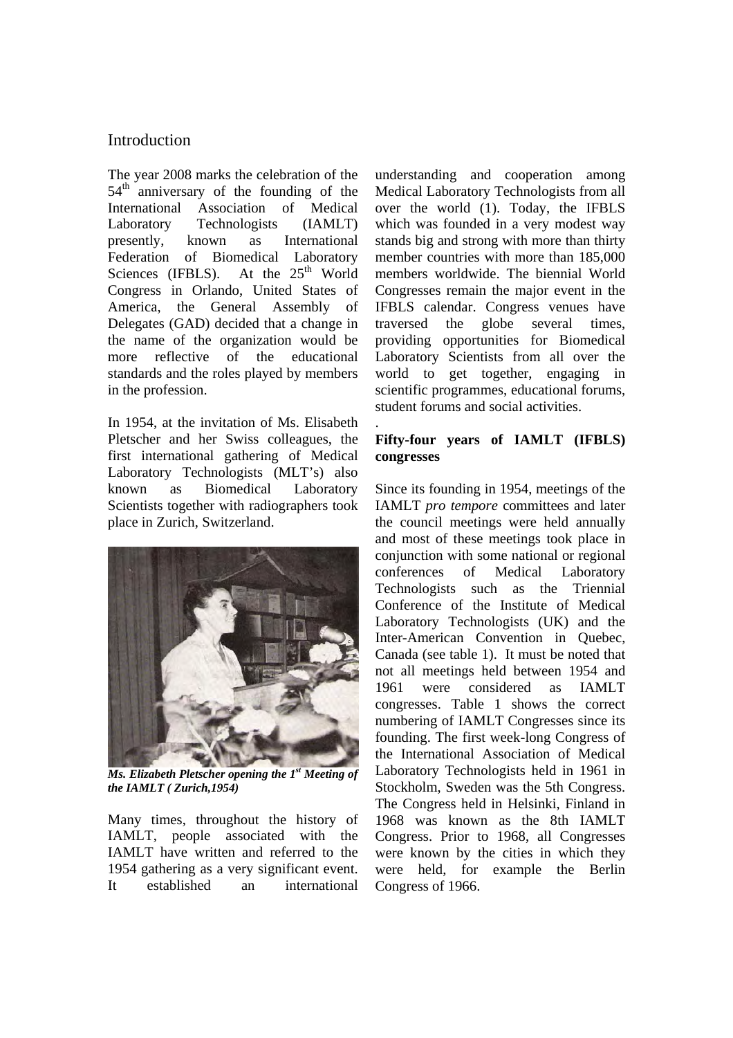## Introduction

The year 2008 marks the celebration of the 54th anniversary of the founding of the International Association of Medical Laboratory Technologists (IAMLT) presently, known as International Federation of Biomedical Laboratory Sciences (IFBLS). At the 25th World Congress in Orlando, United States of America, the General Assembly of Delegates (GAD) decided that a change in the name of the organization would be more reflective of the educational standards and the roles played by members in the profession.

In 1954, at the invitation of Ms. Elisabeth Pletscher and her Swiss colleagues, the first international gathering of Medical Laboratory Technologists (MLT's) also known as Biomedical Laboratory Scientists together with radiographers took place in Zurich, Switzerland.

***Ms. Elizabeth Pletscher opening the 1st Meeting of the IAMLT ( Zurich,1954)***

Many times, throughout the history of IAMLT, people associated with the IAMLT have written and referred to the 1954 gathering as a very significant event. It established an international understanding and cooperation among Medical Laboratory Technologists from all over the world (1). Today, the IFBLS which was founded in a very modest way stands big and strong with more than thirty member countries with more than 185,000 members worldwide. The biennial World Congresses remain the major event in the IFBLS calendar. Congress venues have traversed the globe several times, providing opportunities for Biomedical Laboratory Scientists from all over the world to get together, engaging in scientific programmes, educational forums, student forums and social activities.

### Fifty-four years of IAMLT (IFBLS) congresses

Since its founding in 1954, meetings of the IAMLT *pro tempore* committees and later the council meetings were held annually and most of these meetings took place in conjunction with some national or regional conferences of Medical Laboratory Technologists such as the Triennial Conference of the Institute of Medical Laboratory Technologists (UK) and the Inter-American Convention in Quebec, Canada (see table 1). It must be noted that not all meetings held between 1954 and 1961 were considered as IAMLT congresses. Table 1 shows the correct numbering of IAMLT Congresses since its founding. The first week-long Congress of the International Association of Medical Laboratory Technologists held in 1961 in Stockholm, Sweden was the 5th Congress. The Congress held in Helsinki, Finland in 1968 was known as the 8th IAMLT Congress. Prior to 1968, all Congresses were known by the cities in which they were held, for example the Berlin Congress of 1966.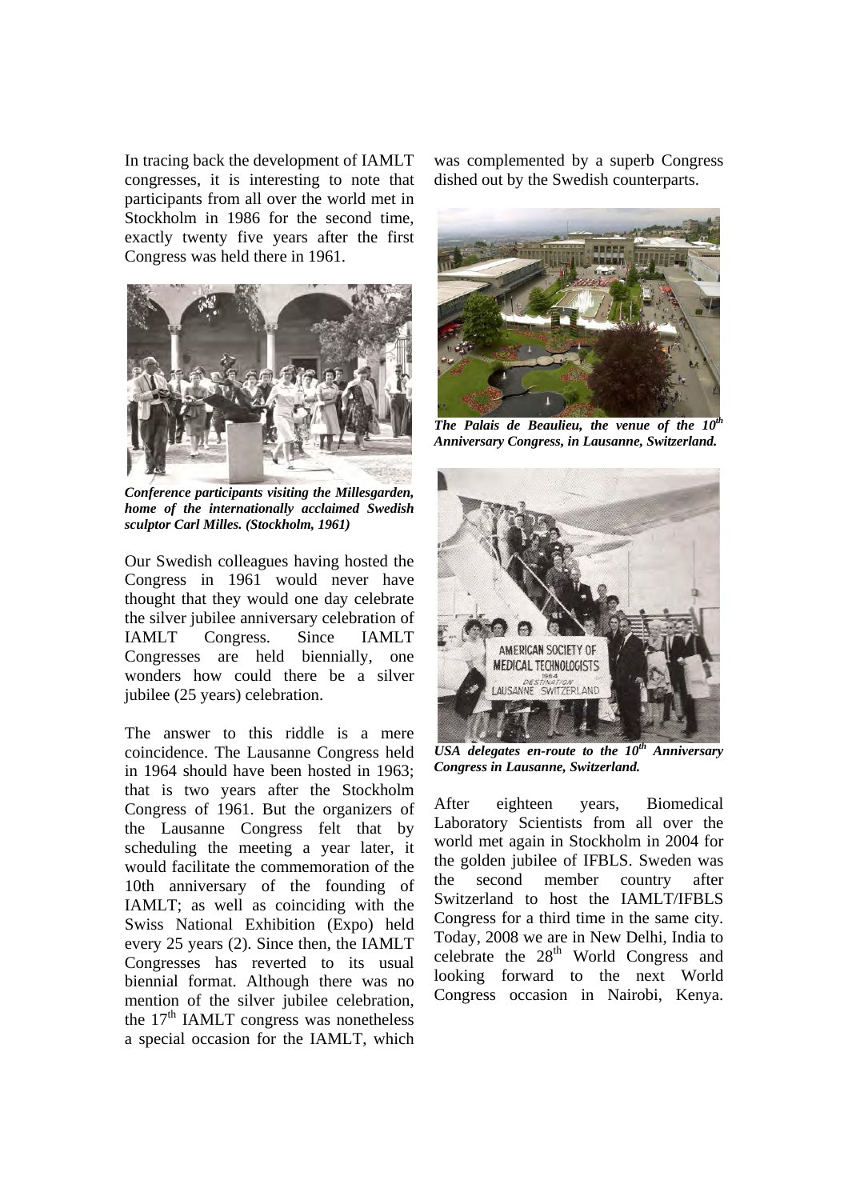In tracing back the development of IAMLT congresses, it is interesting to note that participants from all over the world met in Stockholm in 1986 for the second time, exactly twenty five years after the first Congress was held there in 1961.

***Conference participants visiting the Millesgarden, home of the internationally acclaimed Swedish sculptor Carl Milles. (Stockholm, 1961)***

Our Swedish colleagues having hosted the Congress in 1961 would never have thought that they would one day celebrate the silver jubilee anniversary celebration of IAMLT Congress. Since IAMLT Congresses are held biennially, one wonders how could there be a silver jubilee (25 years) celebration.

The answer to this riddle is a mere coincidence. The Lausanne Congress held in 1964 should have been hosted in 1963; that is two years after the Stockholm Congress of 1961. But the organizers of the Lausanne Congress felt that by scheduling the meeting a year later, it would facilitate the commemoration of the 10th anniversary of the founding of IAMLT; as well as coinciding with the Swiss National Exhibition (Expo) held every 25 years (2). Since then, the IAMLT Congresses has reverted to its usual biennial format. Although there was no mention of the silver jubilee celebration, the 17th IAMLT congress was nonetheless a special occasion for the IAMLT, which was complemented by a superb Congress dished out by the Swedish counterparts.

***The Palais de Beaulieu, the venue of the 10th Anniversary Congress, in Lausanne, Switzerland.***

***USA delegates en-route to the 10th Anniversary Congress in Lausanne, Switzerland.***

After eighteen years, Biomedical Laboratory Scientists from all over the world met again in Stockholm in 2004 for the golden jubilee of IFBLS. Sweden was the second member country after Switzerland to host the IAMLT/IFBLS Congress for a third time in the same city. Today, 2008 we are in New Delhi, India to celebrate the 28th World Congress and looking forward to the next World Congress occasion in Nairobi, Kenya.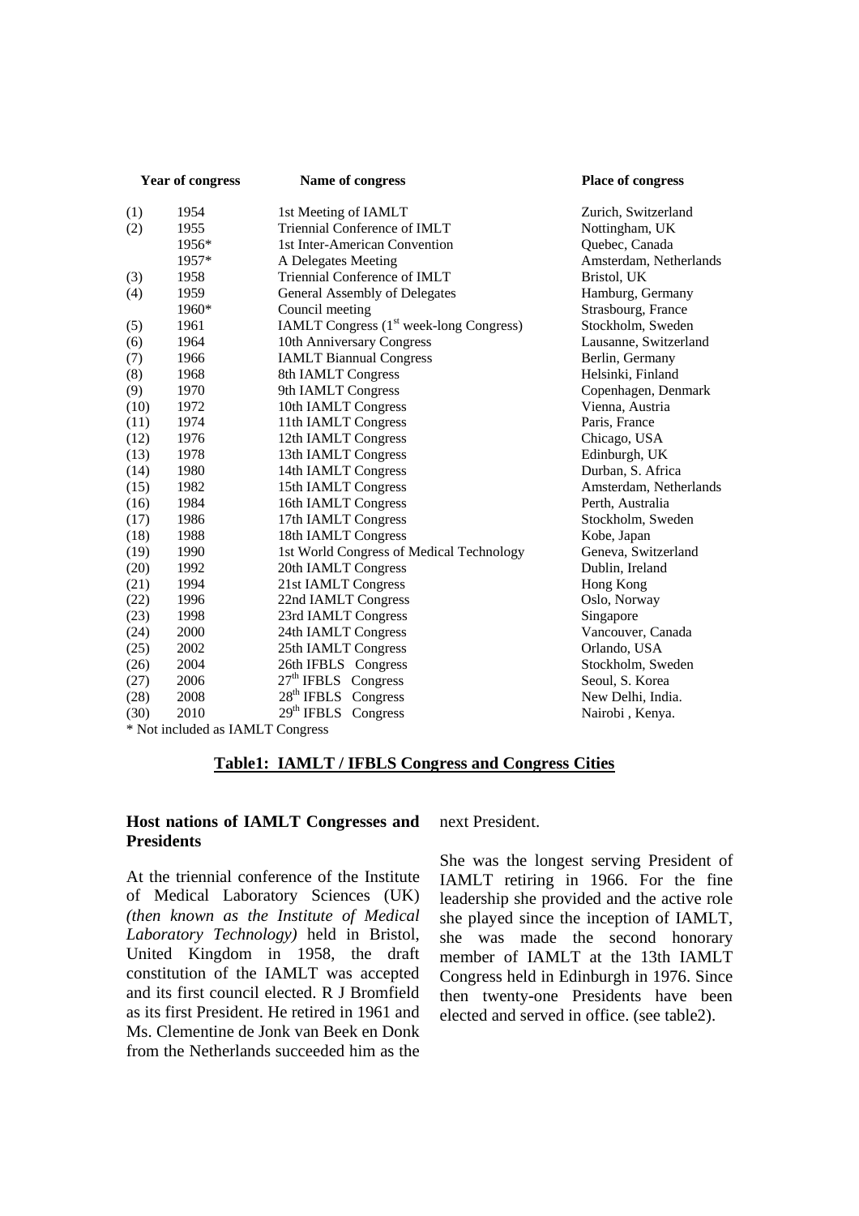| | Year of congress | Name of congress | Place of congress |
|---|---|---|---|
| (1) | 1954 | 1st Meeting of IAMLT | Zurich, Switzerland |
| (2) | 1955 | Triennial Conference of IMLT | Nottingham, UK |
| | 1956* | 1st Inter-American Convention | Quebec, Canada |
| | 1957* | A Delegates Meeting | Amsterdam, Netherlands |
| (3) | 1958 | Triennial Conference of IMLT | Bristol, UK |
| (4) | 1959 | General Assembly of Delegates | Hamburg, Germany |
| | 1960* | Council meeting | Strasbourg, France |
| (5) | 1961 | IAMLT Congress (1st week-long Congress) | Stockholm, Sweden |
| (6) | 1964 | 10th Anniversary Congress | Lausanne, Switzerland |
| (7) | 1966 | IAMLT Biannual Congress | Berlin, Germany |
| (8) | 1968 | 8th IAMLT Congress | Helsinki, Finland |
| (9) | 1970 | 9th IAMLT Congress | Copenhagen, Denmark |
| (10) | 1972 | 10th IAMLT Congress | Vienna, Austria |
| (11) | 1974 | 11th IAMLT Congress | Paris, France |
| (12) | 1976 | 12th IAMLT Congress | Chicago, USA |
| (13) | 1978 | 13th IAMLT Congress | Edinburgh, UK |
| (14) | 1980 | 14th IAMLT Congress | Durban, S. Africa |
| (15) | 1982 | 15th IAMLT Congress | Amsterdam, Netherlands |
| (16) | 1984 | 16th IAMLT Congress | Perth, Australia |
| (17) | 1986 | 17th IAMLT Congress | Stockholm, Sweden |
| (18) | 1988 | 18th IAMLT Congress | Kobe, Japan |
| (19) | 1990 | 1st World Congress of Medical Technology | Geneva, Switzerland |
| (20) | 1992 | 20th IAMLT Congress | Dublin, Ireland |
| (21) | 1994 | 21st IAMLT Congress | Hong Kong |
| (22) | 1996 | 22nd IAMLT Congress | Oslo, Norway |
| (23) | 1998 | 23rd IAMLT Congress | Singapore |
| (24) | 2000 | 24th IAMLT Congress | Vancouver, Canada |
| (25) | 2002 | 25th IAMLT Congress | Orlando, USA |
| (26) | 2004 | 26th IFBLS Congress | Stockholm, Sweden |
| (27) | 2006 | 27th IFBLS Congress | Seoul, S. Korea |
| (28) | 2008 | 28th IFBLS Congress | New Delhi, India. |
| (30) | 2010 | 29th IFBLS Congress | Nairobi , Kenya. |

\* Not included as IAMLT Congress

**Table1: IAMLT / IFBLS Congress and Congress Cities**

### Host nations of IAMLT Congresses and Presidents

At the triennial conference of the Institute of Medical Laboratory Sciences (UK) *(then known as the Institute of Medical Laboratory Technology)* held in Bristol, United Kingdom in 1958, the draft constitution of the IAMLT was accepted and its first council elected. R J Bromfield as its first President. He retired in 1961 and Ms. Clementine de Jonk van Beek en Donk from the Netherlands succeeded him as the next President.

She was the longest serving President of IAMLT retiring in 1966. For the fine leadership she provided and the active role she played since the inception of IAMLT, she was made the second honorary member of IAMLT at the 13th IAMLT Congress held in Edinburgh in 1976. Since then twenty-one Presidents have been elected and served in office. (see table2).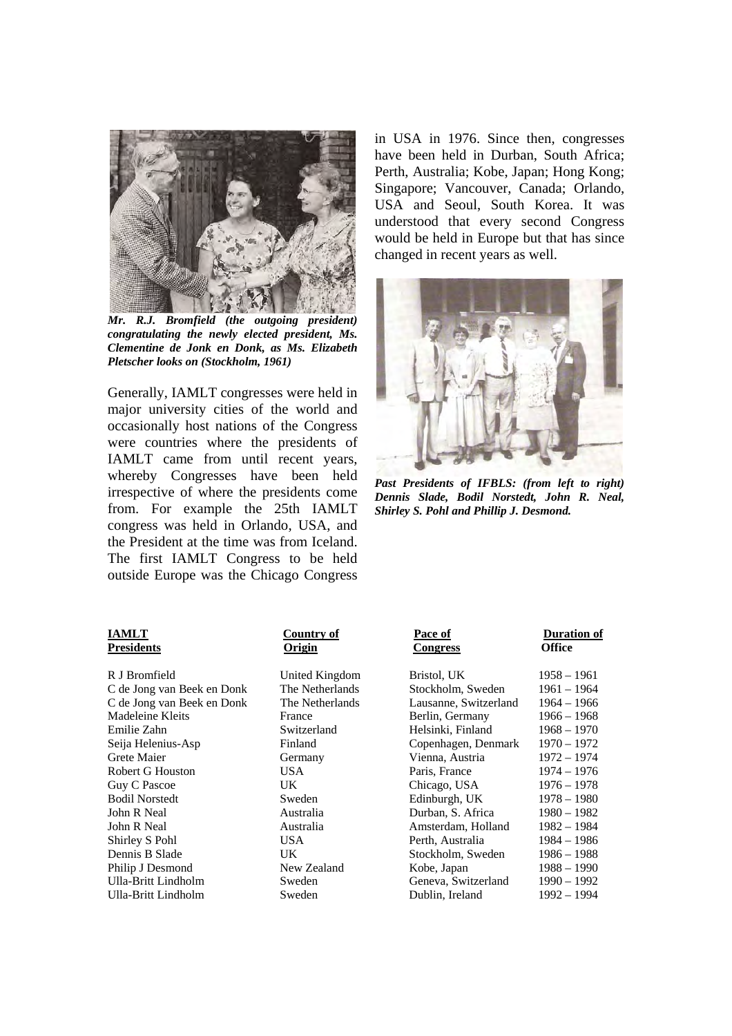*Mr. R.J. Bromfield (the outgoing president) congratulating the newly elected president, Ms. Clementine de Jonk en Donk, as Ms. Elizabeth Pletscher looks on (Stockholm, 1961)*

Generally, IAMLT congresses were held in major university cities of the world and occasionally host nations of the Congress were countries where the presidents of IAMLT came from until recent years, whereby Congresses have been held irrespective of where the presidents come from. For example the 25th IAMLT congress was held in Orlando, USA, and the President at the time was from Iceland. The first IAMLT Congress to be held outside Europe was the Chicago Congress in USA in 1976. Since then, congresses have been held in Durban, South Africa; Perth, Australia; Kobe, Japan; Hong Kong; Singapore; Vancouver, Canada; Orlando, USA and Seoul, South Korea. It was understood that every second Congress would be held in Europe but that has since changed in recent years as well.

*Past Presidents of IFBLS: (from left to right) Dennis Slade, Bodil Norstedt, John R. Neal, Shirley S. Pohl and Phillip J. Desmond.*

| IAMLT Presidents | Country of Origin | Pace of Congress | Duration of Office |
|---|---|---|---|
| R J Bromfield | United Kingdom | Bristol, UK | 1958 – 1961 |
| C de Jong van Beek en Donk | The Netherlands | Stockholm, Sweden | 1961 – 1964 |
| C de Jong van Beek en Donk | The Netherlands | Lausanne, Switzerland | 1964 – 1966 |
| Madeleine Kleits | France | Berlin, Germany | 1966 – 1968 |
| Emilie Zahn | Switzerland | Helsinki, Finland | 1968 – 1970 |
| Seija Helenius-Asp | Finland | Copenhagen, Denmark | 1970 – 1972 |
| Grete Maier | Germany | Vienna, Austria | 1972 – 1974 |
| Robert G Houston | USA | Paris, France | 1974 – 1976 |
| Guy C Pascoe | UK | Chicago, USA | 1976 – 1978 |
| Bodil Norstedt | Sweden | Edinburgh, UK | 1978 – 1980 |
| John R Neal | Australia | Durban, S. Africa | 1980 – 1982 |
| John R Neal | Australia | Amsterdam, Holland | 1982 – 1984 |
| Shirley S Pohl | USA | Perth, Australia | 1984 – 1986 |
| Dennis B Slade | UK | Stockholm, Sweden | 1986 – 1988 |
| Philip J Desmond | New Zealand | Kobe, Japan | 1988 – 1990 |
| Ulla-Britt Lindholm | Sweden | Geneva, Switzerland | 1990 – 1992 |
| Ulla-Britt Lindholm | Sweden | Dublin, Ireland | 1992 – 1994 |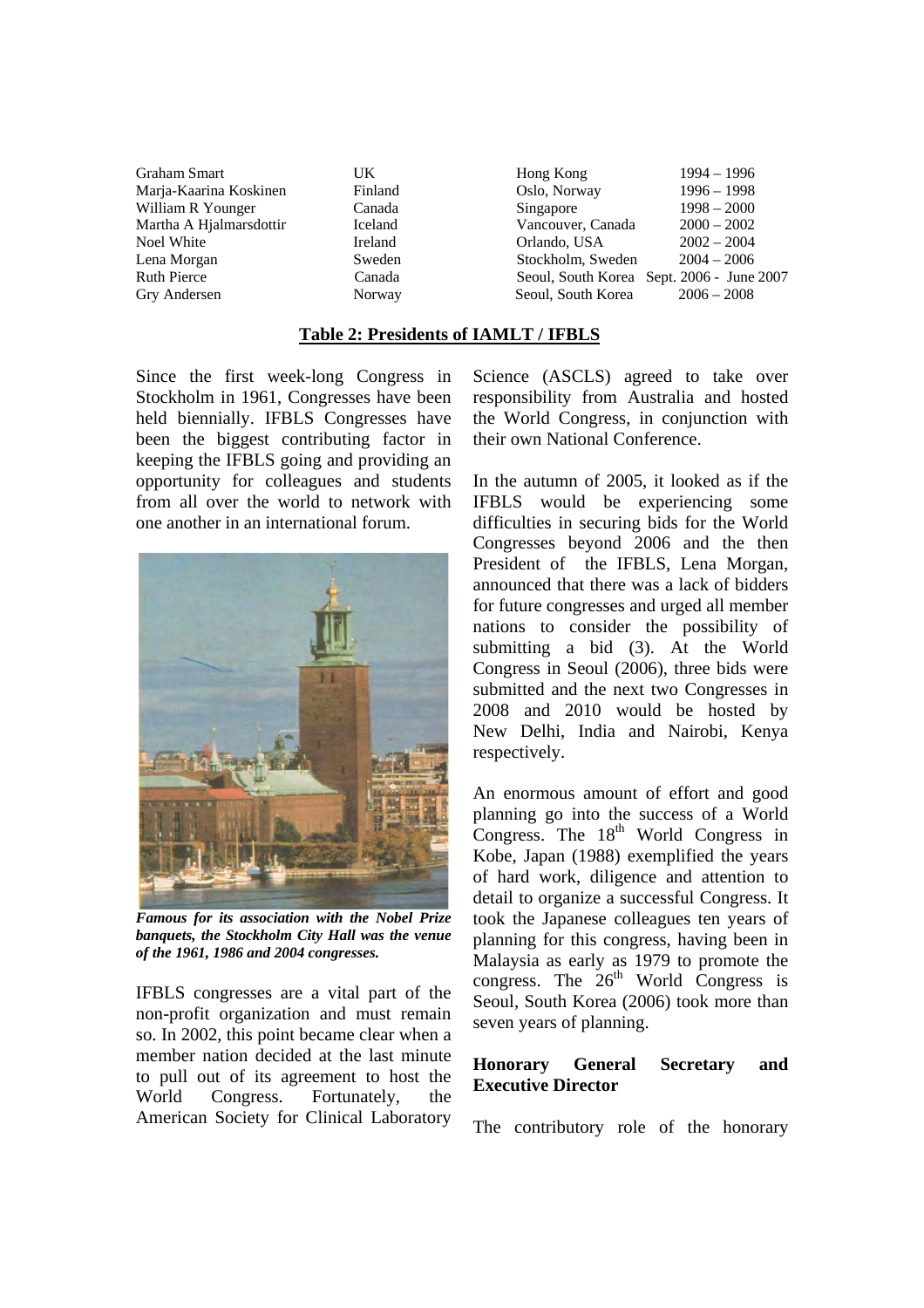| | | | |
|---|---|---|---|
| Graham Smart | UK | Hong Kong | 1994 – 1996 |
| Marja-Kaarina Koskinen | Finland | Oslo, Norway | 1996 – 1998 |
| William R Younger | Canada | Singapore | 1998 – 2000 |
| Martha A Hjalmarsdottir | Iceland | Vancouver, Canada | 2000 – 2002 |
| Noel White | Ireland | Orlando, USA | 2002 – 2004 |
| Lena Morgan | Sweden | Stockholm, Sweden | 2004 – 2006 |
| Ruth Pierce | Canada | Seoul, South Korea | Sept. 2006 - June 2007 |
| Gry Andersen | Norway | Seoul, South Korea | 2006 – 2008 |

**Table 2: Presidents of IAMLT / IFBLS**

Since the first week-long Congress in Stockholm in 1961, Congresses have been held biennially. IFBLS Congresses have been the biggest contributing factor in keeping the IFBLS going and providing an opportunity for colleagues and students from all over the world to network with one another in an international forum.

***Famous for its association with the Nobel Prize banquets, the Stockholm City Hall was the venue of the 1961, 1986 and 2004 congresses.***

IFBLS congresses are a vital part of the non-profit organization and must remain so. In 2002, this point became clear when a member nation decided at the last minute to pull out of its agreement to host the World Congress. Fortunately, the American Society for Clinical Laboratory Science (ASCLS) agreed to take over responsibility from Australia and hosted the World Congress, in conjunction with their own National Conference.

In the autumn of 2005, it looked as if the IFBLS would be experiencing some difficulties in securing bids for the World Congresses beyond 2006 and the then President of the IFBLS, Lena Morgan, announced that there was a lack of bidders for future congresses and urged all member nations to consider the possibility of submitting a bid (3). At the World Congress in Seoul (2006), three bids were submitted and the next two Congresses in 2008 and 2010 would be hosted by New Delhi, India and Nairobi, Kenya respectively.

An enormous amount of effort and good planning go into the success of a World Congress. The 18th World Congress in Kobe, Japan (1988) exemplified the years of hard work, diligence and attention to detail to organize a successful Congress. It took the Japanese colleagues ten years of planning for this congress, having been in Malaysia as early as 1979 to promote the congress. The 26th World Congress is Seoul, South Korea (2006) took more than seven years of planning.

### Honorary General Secretary and Executive Director

The contributory role of the honorary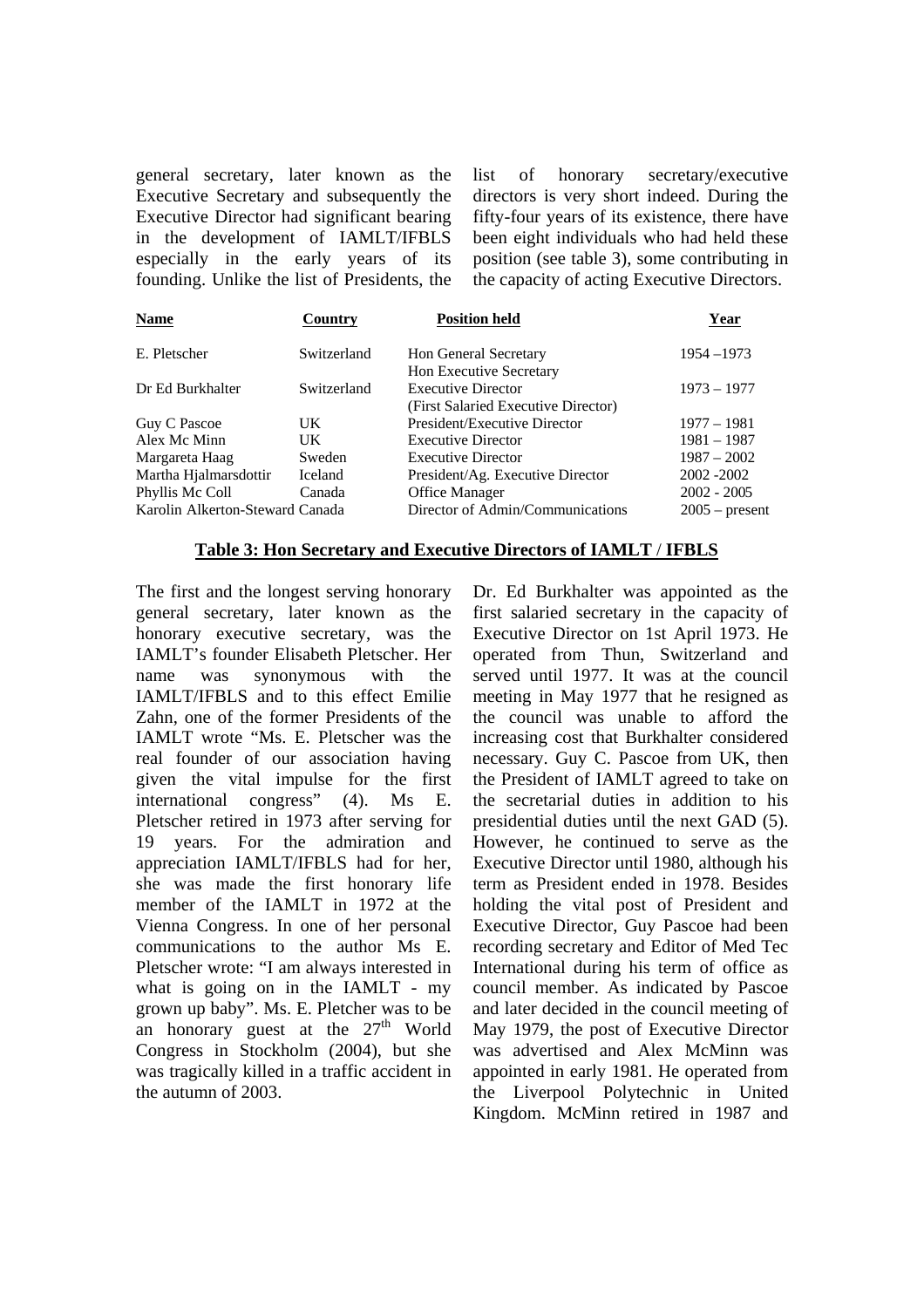general secretary, later known as the Executive Secretary and subsequently the Executive Director had significant bearing in the development of IAMLT/IFBLS especially in the early years of its founding. Unlike the list of Presidents, the list of honorary secretary/executive directors is very short indeed. During the fifty-four years of its existence, there have been eight individuals who had held these position (see table 3), some contributing in the capacity of acting Executive Directors.

| **Name** | **Country** | **Position held** | **Year** |
|---|---|---|---|
| E. Pletscher | Switzerland | Hon General Secretary<br>Hon Executive Secretary | 1954 –1973 |
| Dr Ed Burkhalter | Switzerland | Executive Director<br>(First Salaried Executive Director) | 1973 – 1977 |
| Guy C Pascoe | UK | President/Executive Director | 1977 – 1981 |
| Alex Mc Minn | UK | Executive Director | 1981 – 1987 |
| Margareta Haag | Sweden | Executive Director | 1987 – 2002 |
| Martha Hjalmarsdottir | Iceland | President/Ag. Executive Director | 2002 -2002 |
| Phyllis Mc Coll | Canada | Office Manager | 2002 - 2005 |
| Karolin Alkerton-Steward | Canada | Director of Admin/Communications | 2005 – present |

**Table 3: Hon Secretary and Executive Directors of IAMLT / IFBLS**

The first and the longest serving honorary general secretary, later known as the honorary executive secretary, was the IAMLT's founder Elisabeth Pletscher. Her name was synonymous with the IAMLT/IFBLS and to this effect Emilie Zahn, one of the former Presidents of the IAMLT wrote "Ms. E. Pletscher was the real founder of our association having given the vital impulse for the first international congress" (4). Ms E. Pletscher retired in 1973 after serving for 19 years. For the admiration and appreciation IAMLT/IFBLS had for her, she was made the first honorary life member of the IAMLT in 1972 at the Vienna Congress. In one of her personal communications to the author Ms E. Pletscher wrote: "I am always interested in what is going on in the IAMLT - my grown up baby". Ms. E. Pletcher was to be an honorary guest at the 27th World Congress in Stockholm (2004), but she was tragically killed in a traffic accident in the autumn of 2003.

Dr. Ed Burkhalter was appointed as the first salaried secretary in the capacity of Executive Director on 1st April 1973. He operated from Thun, Switzerland and served until 1977. It was at the council meeting in May 1977 that he resigned as the council was unable to afford the increasing cost that Burkhalter considered necessary. Guy C. Pascoe from UK, then the President of IAMLT agreed to take on the secretarial duties in addition to his presidential duties until the next GAD (5). However, he continued to serve as the Executive Director until 1980, although his term as President ended in 1978. Besides holding the vital post of President and Executive Director, Guy Pascoe had been recording secretary and Editor of Med Tec International during his term of office as council member. As indicated by Pascoe and later decided in the council meeting of May 1979, the post of Executive Director was advertised and Alex McMinn was appointed in early 1981. He operated from the Liverpool Polytechnic in United Kingdom. McMinn retired in 1987 and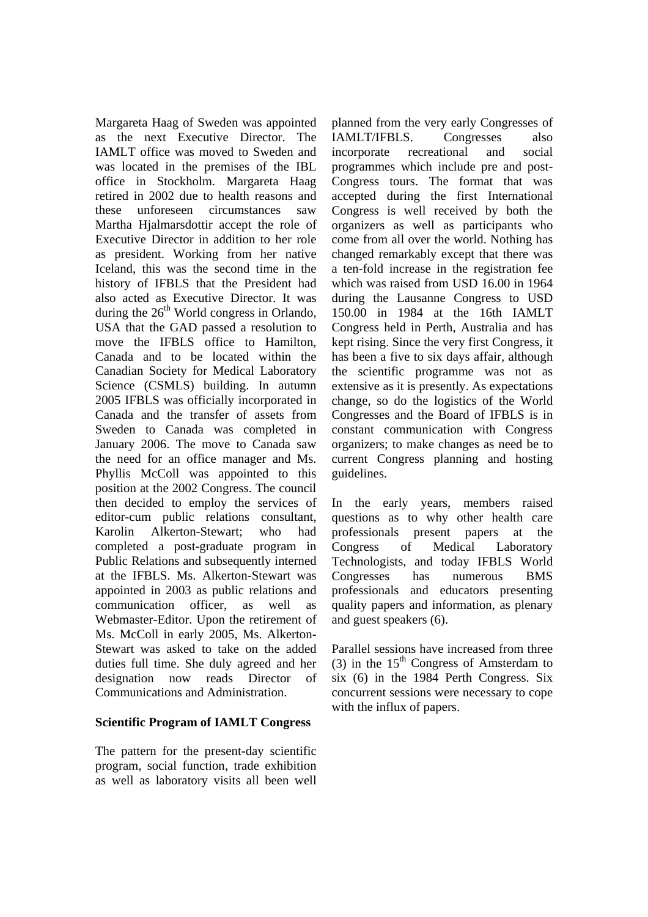Margareta Haag of Sweden was appointed as the next Executive Director. The IAMLT office was moved to Sweden and was located in the premises of the IBL office in Stockholm. Margareta Haag retired in 2002 due to health reasons and these unforeseen circumstances saw Martha Hjalmarsdottir accept the role of Executive Director in addition to her role as president. Working from her native Iceland, this was the second time in the history of IFBLS that the President had also acted as Executive Director. It was during the 26th World congress in Orlando, USA that the GAD passed a resolution to move the IFBLS office to Hamilton, Canada and to be located within the Canadian Society for Medical Laboratory Science (CSMLS) building. In autumn 2005 IFBLS was officially incorporated in Canada and the transfer of assets from Sweden to Canada was completed in January 2006. The move to Canada saw the need for an office manager and Ms. Phyllis McColl was appointed to this position at the 2002 Congress. The council then decided to employ the services of editor-cum public relations consultant, Karolin Alkerton-Stewart; who had completed a post-graduate program in Public Relations and subsequently interned at the IFBLS. Ms. Alkerton-Stewart was appointed in 2003 as public relations and communication officer, as well as Webmaster-Editor. Upon the retirement of Ms. McColl in early 2005, Ms. Alkerton-Stewart was asked to take on the added duties full time. She duly agreed and her designation now reads Director of Communications and Administration.

**Scientific Program of IAMLT Congress**

The pattern for the present-day scientific program, social function, trade exhibition as well as laboratory visits all been well planned from the very early Congresses of IAMLT/IFBLS. Congresses also incorporate recreational and social programmes which include pre and post-Congress tours. The format that was accepted during the first International Congress is well received by both the organizers as well as participants who come from all over the world. Nothing has changed remarkably except that there was a ten-fold increase in the registration fee which was raised from USD 16.00 in 1964 during the Lausanne Congress to USD 150.00 in 1984 at the 16th IAMLT Congress held in Perth, Australia and has kept rising. Since the very first Congress, it has been a five to six days affair, although the scientific programme was not as extensive as it is presently. As expectations change, so do the logistics of the World Congresses and the Board of IFBLS is in constant communication with Congress organizers; to make changes as need be to current Congress planning and hosting guidelines.

In the early years, members raised questions as to why other health care professionals present papers at the Congress of Medical Laboratory Technologists, and today IFBLS World Congresses has numerous BMS professionals and educators presenting quality papers and information, as plenary and guest speakers (6).

Parallel sessions have increased from three (3) in the 15th Congress of Amsterdam to six (6) in the 1984 Perth Congress. Six concurrent sessions were necessary to cope with the influx of papers.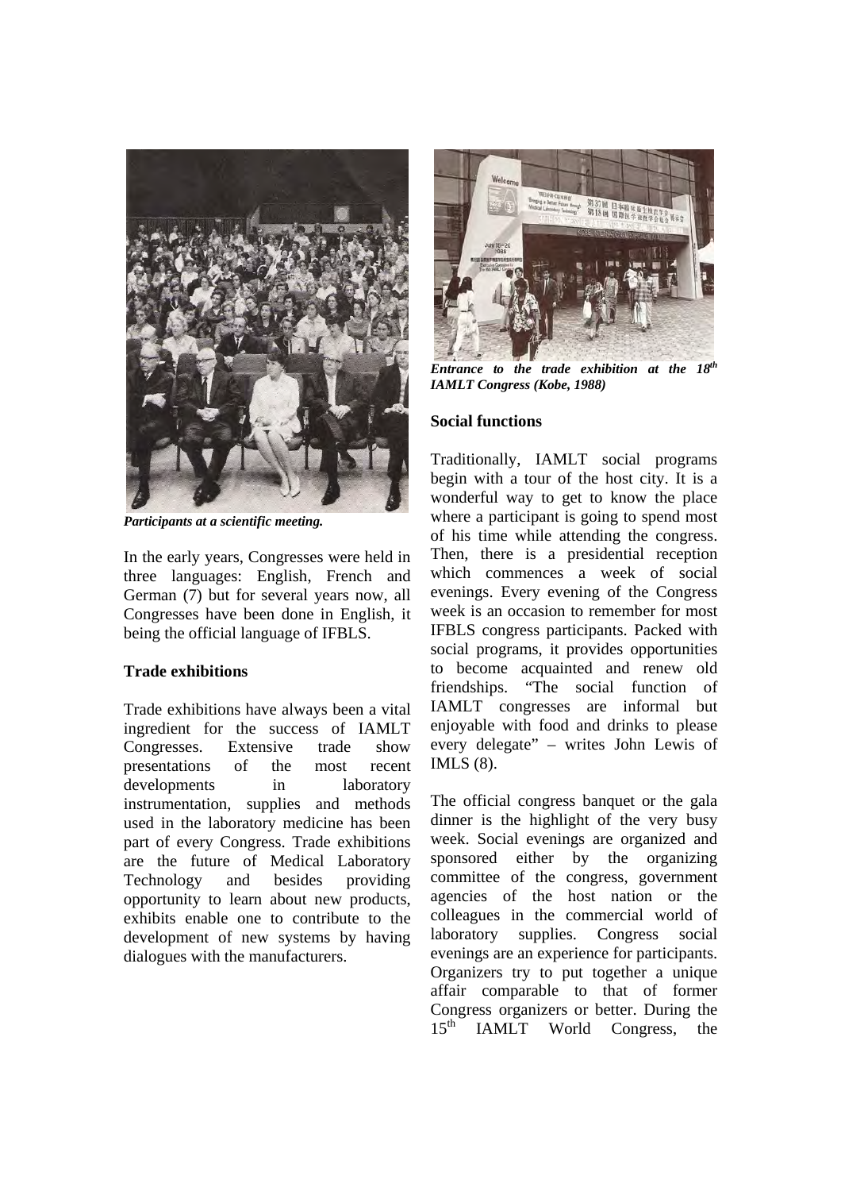*Participants at a scientific meeting.*

In the early years, Congresses were held in three languages: English, French and German (7) but for several years now, all Congresses have been done in English, it being the official language of IFBLS.

**Trade exhibitions**

Trade exhibitions have always been a vital ingredient for the success of IAMLT Congresses. Extensive trade show presentations of the most recent developments in laboratory instrumentation, supplies and methods used in the laboratory medicine has been part of every Congress. Trade exhibitions are the future of Medical Laboratory Technology and besides providing opportunity to learn about new products, exhibits enable one to contribute to the development of new systems by having dialogues with the manufacturers.

***Entrance to the trade exhibition at the 18th IAMLT Congress (Kobe, 1988)***

**Social functions**

Traditionally, IAMLT social programs begin with a tour of the host city. It is a wonderful way to get to know the place where a participant is going to spend most of his time while attending the congress. Then, there is a presidential reception which commences a week of social evenings. Every evening of the Congress week is an occasion to remember for most IFBLS congress participants. Packed with social programs, it provides opportunities to become acquainted and renew old friendships. "The social function of IAMLT congresses are informal but enjoyable with food and drinks to please every delegate" – writes John Lewis of IMLS (8).

The official congress banquet or the gala dinner is the highlight of the very busy week. Social evenings are organized and sponsored either by the organizing committee of the congress, government agencies of the host nation or the colleagues in the commercial world of laboratory supplies. Congress social evenings are an experience for participants. Organizers try to put together a unique affair comparable to that of former Congress organizers or better. During the 15th IAMLT World Congress, the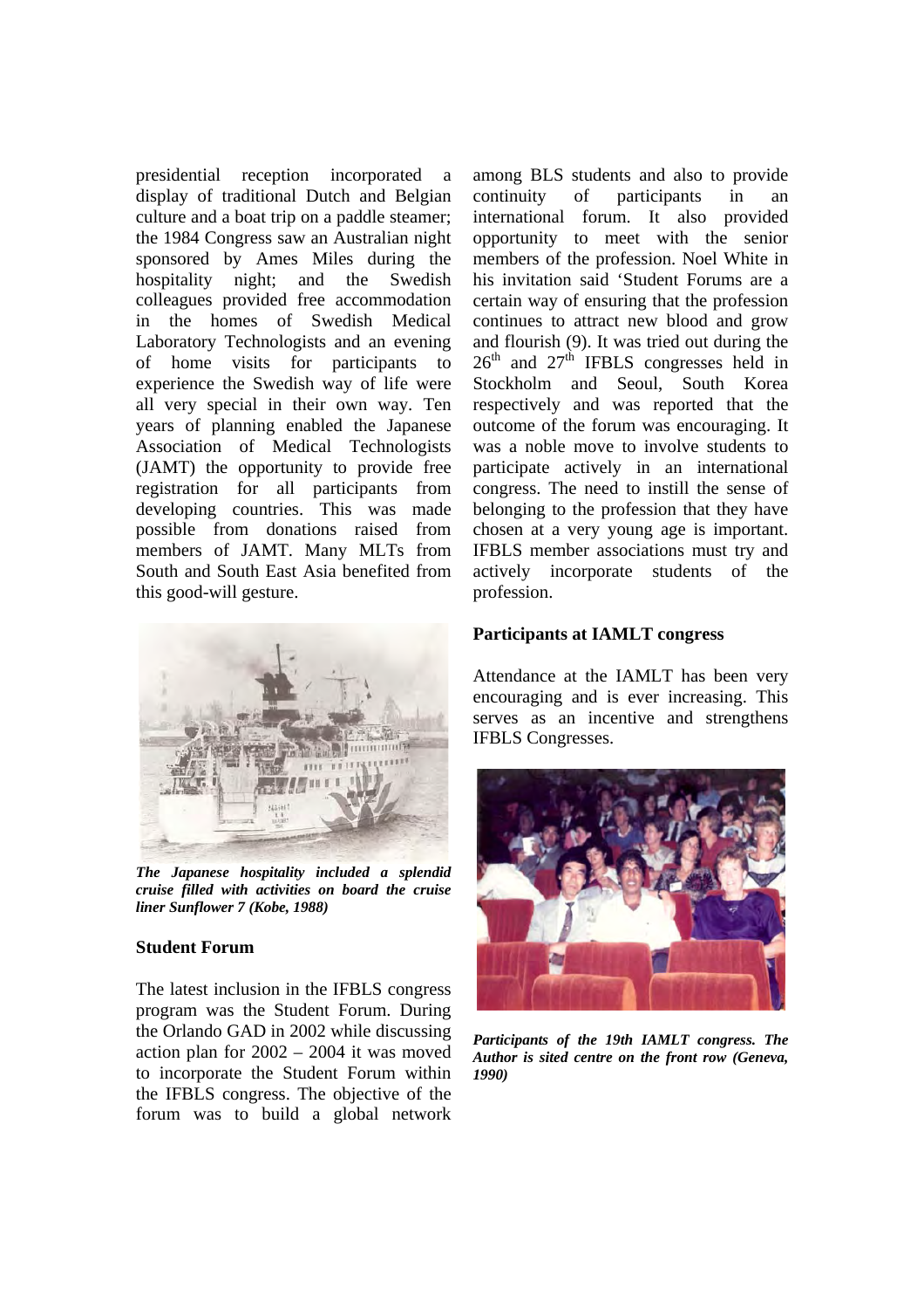presidential reception incorporated a display of traditional Dutch and Belgian culture and a boat trip on a paddle steamer; the 1984 Congress saw an Australian night sponsored by Ames Miles during the hospitality night; and the Swedish colleagues provided free accommodation in the homes of Swedish Medical Laboratory Technologists and an evening of home visits for participants to experience the Swedish way of life were all very special in their own way. Ten years of planning enabled the Japanese Association of Medical Technologists (JAMT) the opportunity to provide free registration for all participants from developing countries. This was made possible from donations raised from members of JAMT. Many MLTs from South and South East Asia benefited from this good-will gesture.

***The Japanese hospitality included a splendid cruise filled with activities on board the cruise liner Sunflower 7 (Kobe, 1988)***

**Student Forum**

The latest inclusion in the IFBLS congress program was the Student Forum. During the Orlando GAD in 2002 while discussing action plan for 2002 – 2004 it was moved to incorporate the Student Forum within the IFBLS congress. The objective of the forum was to build a global network among BLS students and also to provide continuity of participants in an international forum. It also provided opportunity to meet with the senior members of the profession. Noel White in his invitation said 'Student Forums are a certain way of ensuring that the profession continues to attract new blood and grow and flourish (9). It was tried out during the 26th and 27th IFBLS congresses held in Stockholm and Seoul, South Korea respectively and was reported that the outcome of the forum was encouraging. It was a noble move to involve students to participate actively in an international congress. The need to instill the sense of belonging to the profession that they have chosen at a very young age is important. IFBLS member associations must try and actively incorporate students of the profession.

**Participants at IAMLT congress**

Attendance at the IAMLT has been very encouraging and is ever increasing. This serves as an incentive and strengthens IFBLS Congresses.

***Participants of the 19th IAMLT congress. The Author is sited centre on the front row (Geneva, 1990)***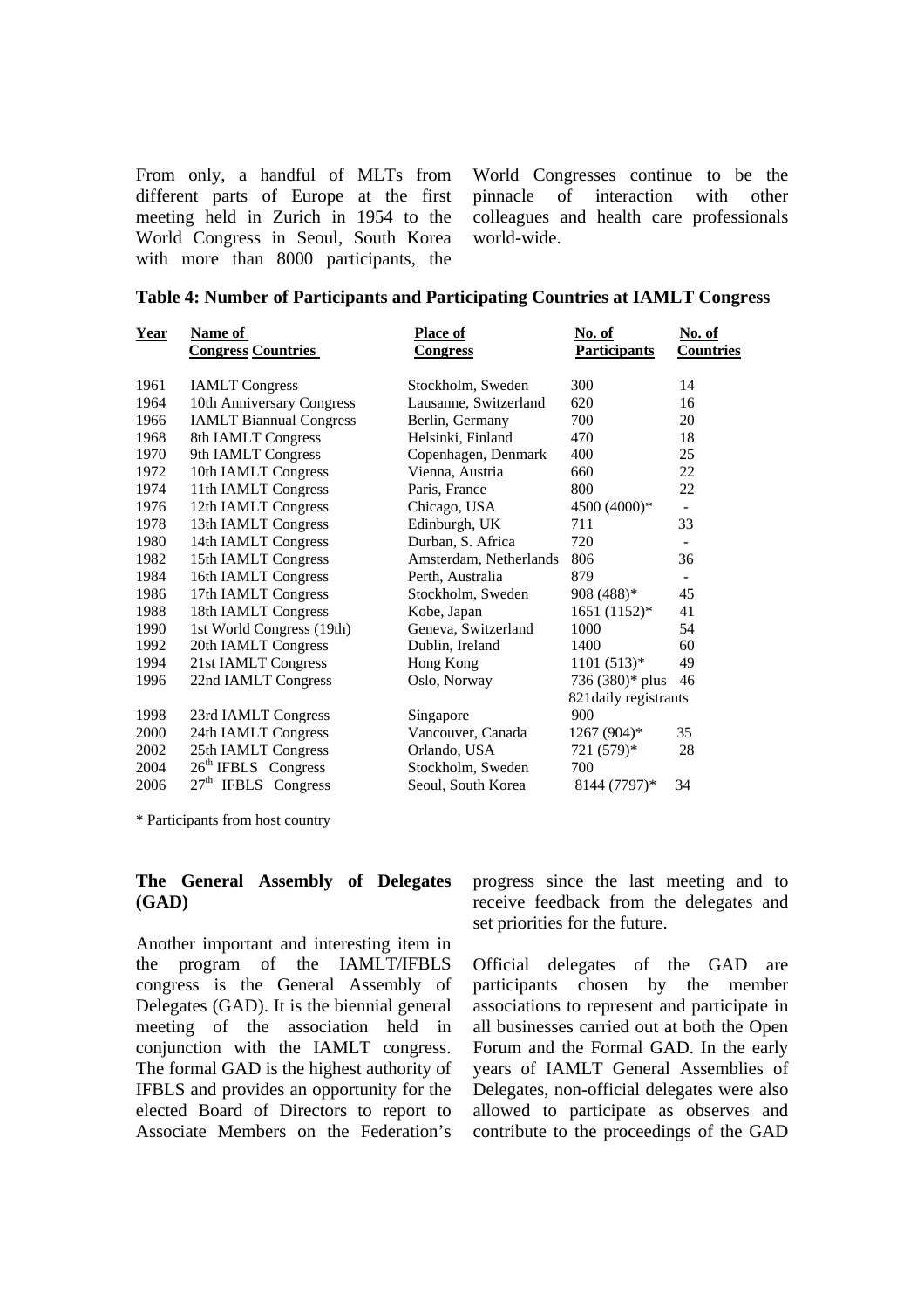From only, a handful of MLTs from different parts of Europe at the first meeting held in Zurich in 1954 to the World Congress in Seoul, South Korea with more than 8000 participants, the World Congresses continue to be the pinnacle of interaction with other colleagues and health care professionals world-wide.

**Table 4: Number of Participants and Participating Countries at IAMLT Congress**

| Year | Name of Congress Countries | Place of Congress | No. of Participants | No. of Countries |
|---|---|---|---|---|
| 1961 | IAMLT Congress | Stockholm, Sweden | 300 | 14 |
| 1964 | 10th Anniversary Congress | Lausanne, Switzerland | 620 | 16 |
| 1966 | IAMLT Biannual Congress | Berlin, Germany | 700 | 20 |
| 1968 | 8th IAMLT Congress | Helsinki, Finland | 470 | 18 |
| 1970 | 9th IAMLT Congress | Copenhagen, Denmark | 400 | 25 |
| 1972 | 10th IAMLT Congress | Vienna, Austria | 660 | 22 |
| 1974 | 11th IAMLT Congress | Paris, France | 800 | 22 |
| 1976 | 12th IAMLT Congress | Chicago, USA | 4500 (4000)* | - |
| 1978 | 13th IAMLT Congress | Edinburgh, UK | 711 | 33 |
| 1980 | 14th IAMLT Congress | Durban, S. Africa | 720 | - |
| 1982 | 15th IAMLT Congress | Amsterdam, Netherlands | 806 | 36 |
| 1984 | 16th IAMLT Congress | Perth, Australia | 879 | - |
| 1986 | 17th IAMLT Congress | Stockholm, Sweden | 908 (488)* | 45 |
| 1988 | 18th IAMLT Congress | Kobe, Japan | 1651 (1152)* | 41 |
| 1990 | 1st World Congress (19th) | Geneva, Switzerland | 1000 | 54 |
| 1992 | 20th IAMLT Congress | Dublin, Ireland | 1400 | 60 |
| 1994 | 21st IAMLT Congress | Hong Kong | 1101 (513)* | 49 |
| 1996 | 22nd IAMLT Congress | Oslo, Norway | 736 (380)* plus 821daily registrants | 46 |
| 1998 | 23rd IAMLT Congress | Singapore | 900 | |
| 2000 | 24th IAMLT Congress | Vancouver, Canada | 1267 (904)* | 35 |
| 2002 | 25th IAMLT Congress | Orlando, USA | 721 (579)* | 28 |
| 2004 | 26th IFBLS Congress | Stockholm, Sweden | 700 | |
| 2006 | 27th IFBLS Congress | Seoul, South Korea | 8144 (7797)* | 34 |

* Participants from host country

**The General Assembly of Delegates (GAD)**

Another important and interesting item in the program of the IAMLT/IFBLS congress is the General Assembly of Delegates (GAD). It is the biennial general meeting of the association held in conjunction with the IAMLT congress. The formal GAD is the highest authority of IFBLS and provides an opportunity for the elected Board of Directors to report to Associate Members on the Federation's progress since the last meeting and to receive feedback from the delegates and set priorities for the future.

Official delegates of the GAD are participants chosen by the member associations to represent and participate in all businesses carried out at both the Open Forum and the Formal GAD. In the early years of IAMLT General Assemblies of Delegates, non-official delegates were also allowed to participate as observes and contribute to the proceedings of the GAD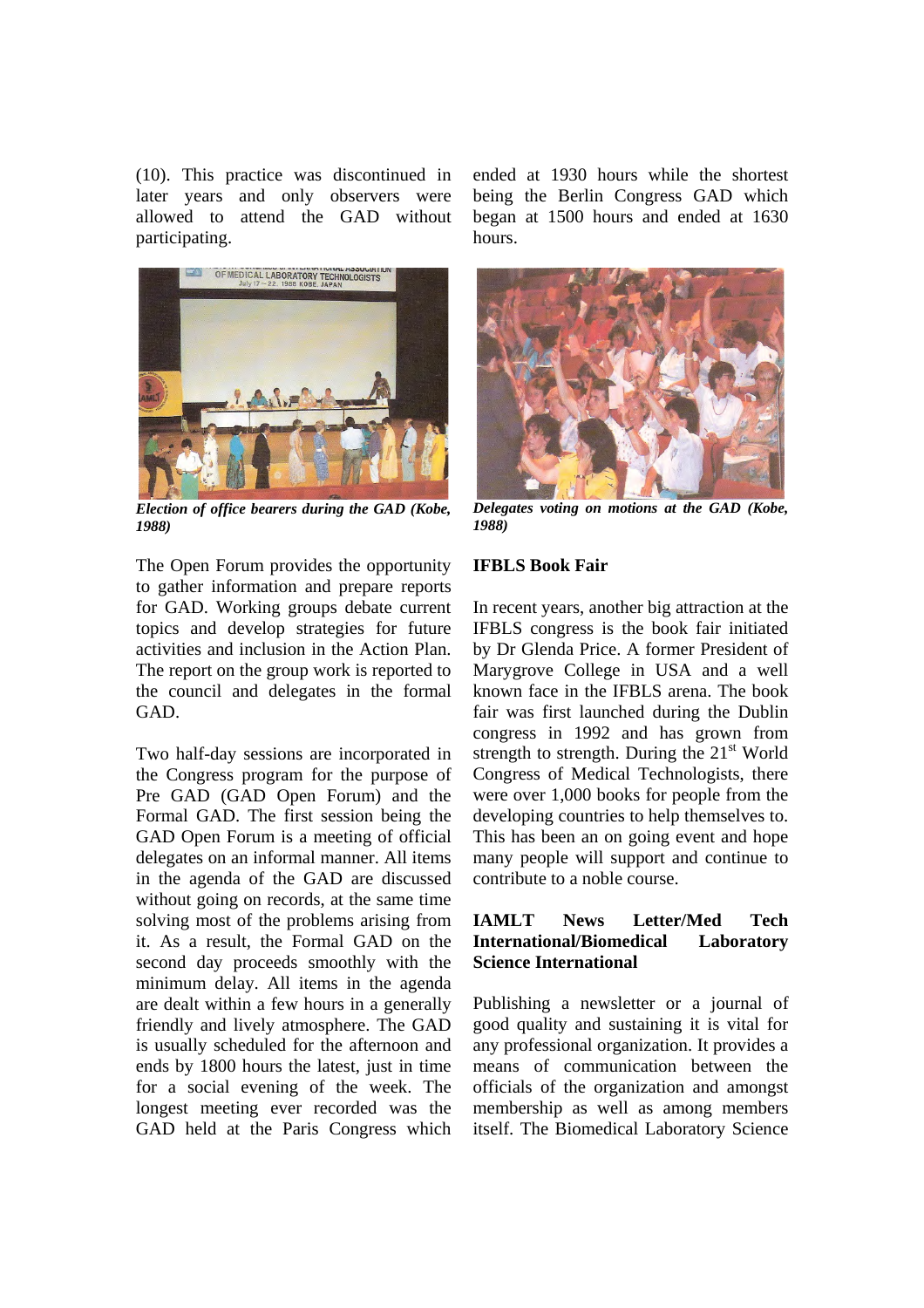(10). This practice was discontinued in later years and only observers were allowed to attend the GAD without participating.

*Election of office bearers during the GAD (Kobe, 1988)*

The Open Forum provides the opportunity to gather information and prepare reports for GAD. Working groups debate current topics and develop strategies for future activities and inclusion in the Action Plan. The report on the group work is reported to the council and delegates in the formal GAD.

Two half-day sessions are incorporated in the Congress program for the purpose of Pre GAD (GAD Open Forum) and the Formal GAD. The first session being the GAD Open Forum is a meeting of official delegates on an informal manner. All items in the agenda of the GAD are discussed without going on records, at the same time solving most of the problems arising from it. As a result, the Formal GAD on the second day proceeds smoothly with the minimum delay. All items in the agenda are dealt within a few hours in a generally friendly and lively atmosphere. The GAD is usually scheduled for the afternoon and ends by 1800 hours the latest, just in time for a social evening of the week. The longest meeting ever recorded was the GAD held at the Paris Congress which ended at 1930 hours while the shortest being the Berlin Congress GAD which began at 1500 hours and ended at 1630 hours.

*Delegates voting on motions at the GAD (Kobe, 1988)*

**IFBLS Book Fair**

In recent years, another big attraction at the IFBLS congress is the book fair initiated by Dr Glenda Price. A former President of Marygrove College in USA and a well known face in the IFBLS arena. The book fair was first launched during the Dublin congress in 1992 and has grown from strength to strength. During the 21st World Congress of Medical Technologists, there were over 1,000 books for people from the developing countries to help themselves to. This has been an on going event and hope many people will support and continue to contribute to a noble course.

**IAMLT News Letter/Med Tech International/Biomedical Laboratory Science International**

Publishing a newsletter or a journal of good quality and sustaining it is vital for any professional organization. It provides a means of communication between the officials of the organization and amongst membership as well as among members itself. The Biomedical Laboratory Science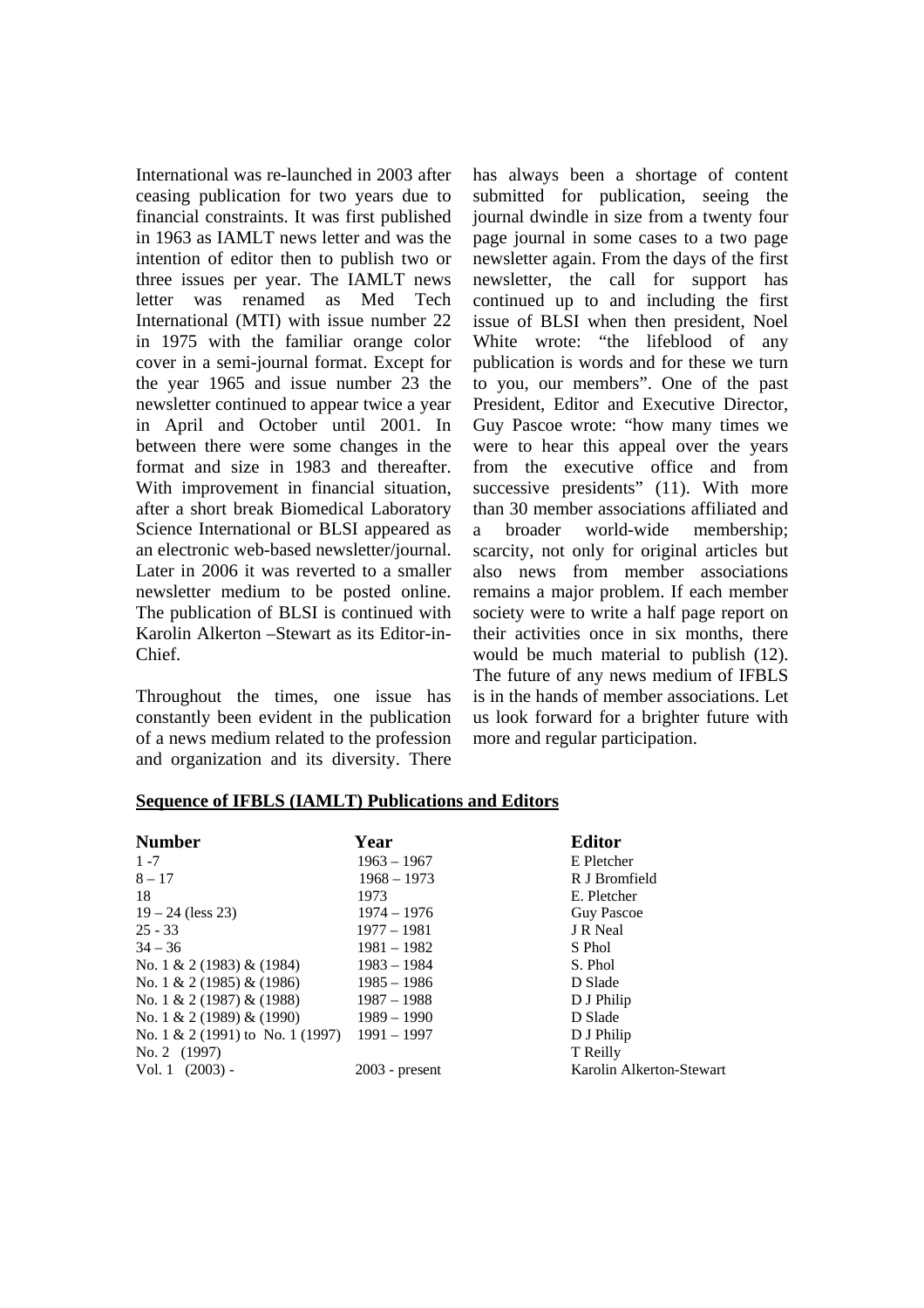International was re-launched in 2003 after ceasing publication for two years due to financial constraints. It was first published in 1963 as IAMLT news letter and was the intention of editor then to publish two or three issues per year. The IAMLT news letter was renamed as Med Tech International (MTI) with issue number 22 in 1975 with the familiar orange color cover in a semi-journal format. Except for the year 1965 and issue number 23 the newsletter continued to appear twice a year in April and October until 2001. In between there were some changes in the format and size in 1983 and thereafter. With improvement in financial situation, after a short break Biomedical Laboratory Science International or BLSI appeared as an electronic web-based newsletter/journal. Later in 2006 it was reverted to a smaller newsletter medium to be posted online. The publication of BLSI is continued with Karolin Alkerton –Stewart as its Editor-in-Chief.

Throughout the times, one issue has constantly been evident in the publication of a news medium related to the profession and organization and its diversity. There has always been a shortage of content submitted for publication, seeing the journal dwindle in size from a twenty four page journal in some cases to a two page newsletter again. From the days of the first newsletter, the call for support has continued up to and including the first issue of BLSI when then president, Noel White wrote: "the lifeblood of any publication is words and for these we turn to you, our members". One of the past President, Editor and Executive Director, Guy Pascoe wrote: "how many times we were to hear this appeal over the years from the executive office and from successive presidents" (11). With more than 30 member associations affiliated and a broader world-wide membership; scarcity, not only for original articles but also news from member associations remains a major problem. If each member society were to write a half page report on their activities once in six months, there would be much material to publish (12). The future of any news medium of IFBLS is in the hands of member associations. Let us look forward for a brighter future with more and regular participation.

**Sequence of IFBLS (IAMLT) Publications and Editors**

| Number | Year | Editor |
|---|---|---|
| 1 -7 | 1963 – 1967 | E Pletcher |
| 8 – 17 | 1968 – 1973 | R J Bromfield |
| 18 | 1973 | E. Pletcher |
| 19 – 24 (less 23) | 1974 – 1976 | Guy Pascoe |
| 25 - 33 | 1977 – 1981 | J R Neal |
| 34 – 36 | 1981 – 1982 | S Phol |
| No. 1 & 2 (1983) & (1984) | 1983 – 1984 | S. Phol |
| No. 1 & 2 (1985) & (1986) | 1985 – 1986 | D Slade |
| No. 1 & 2 (1987) & (1988) | 1987 – 1988 | D J Philip |
| No. 1 & 2 (1989) & (1990) | 1989 – 1990 | D Slade |
| No. 1 & 2 (1991) to No. 1 (1997) | 1991 – 1997 | D J Philip |
| No. 2 (1997) | | T Reilly |
| Vol. 1 (2003) - | 2003 - present | Karolin Alkerton-Stewart |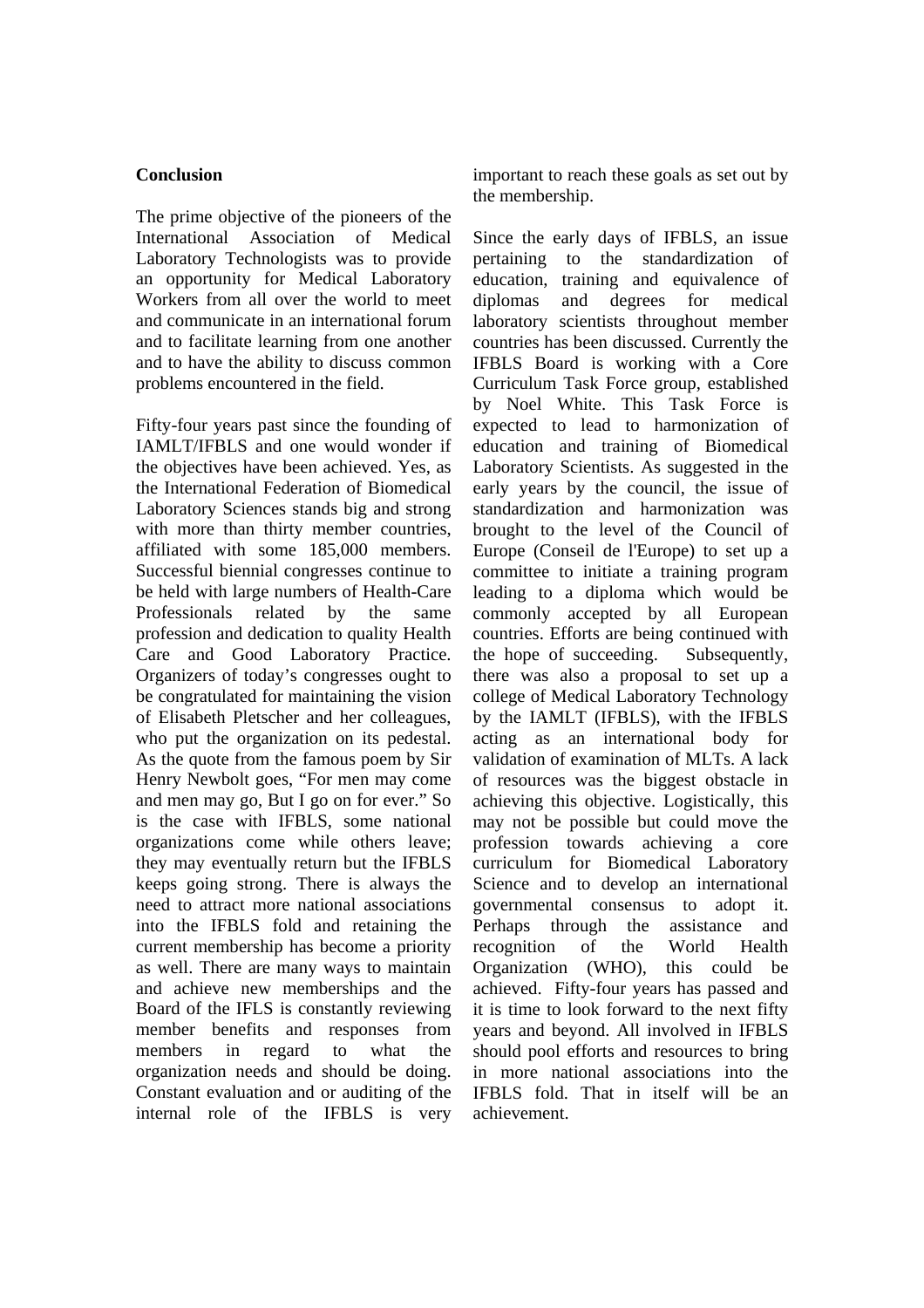## Conclusion

The prime objective of the pioneers of the International Association of Medical Laboratory Technologists was to provide an opportunity for Medical Laboratory Workers from all over the world to meet and communicate in an international forum and to facilitate learning from one another and to have the ability to discuss common problems encountered in the field.

Fifty-four years past since the founding of IAMLT/IFBLS and one would wonder if the objectives have been achieved. Yes, as the International Federation of Biomedical Laboratory Sciences stands big and strong with more than thirty member countries, affiliated with some 185,000 members. Successful biennial congresses continue to be held with large numbers of Health-Care Professionals related by the same profession and dedication to quality Health Care and Good Laboratory Practice. Organizers of today's congresses ought to be congratulated for maintaining the vision of Elisabeth Pletscher and her colleagues, who put the organization on its pedestal. As the quote from the famous poem by Sir Henry Newbolt goes, "For men may come and men may go, But I go on for ever." So is the case with IFBLS, some national organizations come while others leave; they may eventually return but the IFBLS keeps going strong. There is always the need to attract more national associations into the IFBLS fold and retaining the current membership has become a priority as well. There are many ways to maintain and achieve new memberships and the Board of the IFLS is constantly reviewing member benefits and responses from members in regard to what the organization needs and should be doing. Constant evaluation and or auditing of the internal role of the IFBLS is very important to reach these goals as set out by the membership.

Since the early days of IFBLS, an issue pertaining to the standardization of education, training and equivalence of diplomas and degrees for medical laboratory scientists throughout member countries has been discussed. Currently the IFBLS Board is working with a Core Curriculum Task Force group, established by Noel White. This Task Force is expected to lead to harmonization of education and training of Biomedical Laboratory Scientists. As suggested in the early years by the council, the issue of standardization and harmonization was brought to the level of the Council of Europe (Conseil de l'Europe) to set up a committee to initiate a training program leading to a diploma which would be commonly accepted by all European countries. Efforts are being continued with the hope of succeeding. Subsequently, there was also a proposal to set up a college of Medical Laboratory Technology by the IAMLT (IFBLS), with the IFBLS acting as an international body for validation of examination of MLTs. A lack of resources was the biggest obstacle in achieving this objective. Logistically, this may not be possible but could move the profession towards achieving a core curriculum for Biomedical Laboratory Science and to develop an international governmental consensus to adopt it. Perhaps through the assistance and recognition of the World Health Organization (WHO), this could be achieved. Fifty-four years has passed and it is time to look forward to the next fifty years and beyond. All involved in IFBLS should pool efforts and resources to bring in more national associations into the IFBLS fold. That in itself will be an achievement.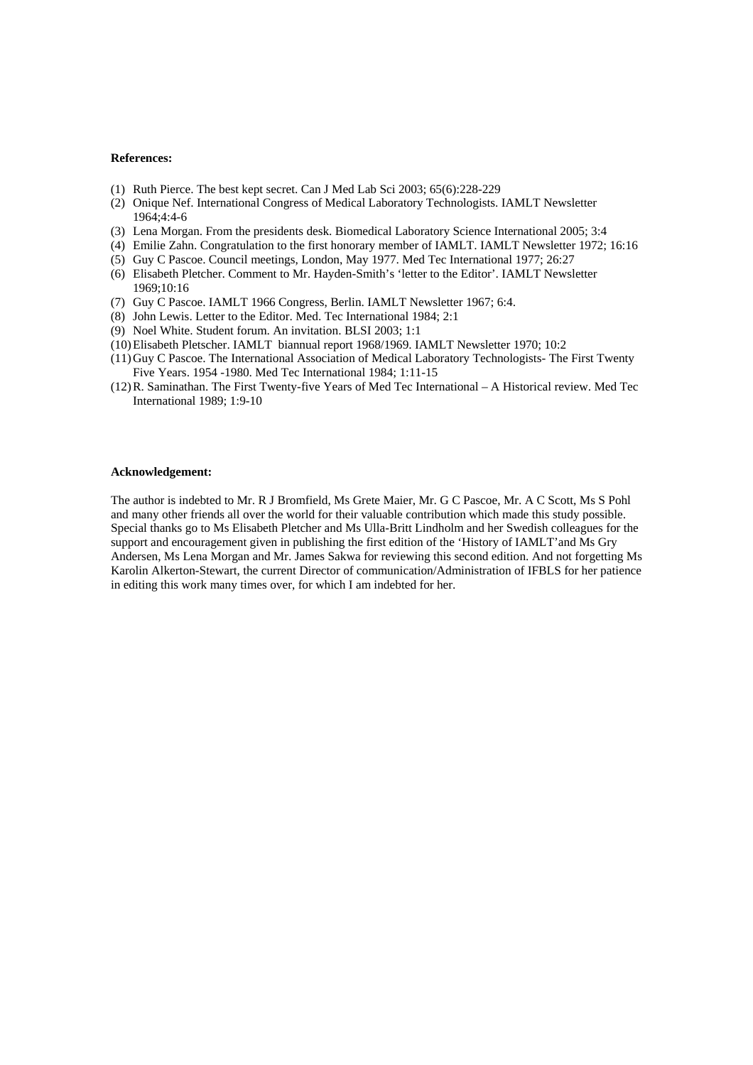**References:**

(1) Ruth Pierce. The best kept secret. Can J Med Lab Sci 2003; 65(6):228-229
(2) Onique Nef. International Congress of Medical Laboratory Technologists. IAMLT Newsletter 1964;4:4-6
(3) Lena Morgan. From the presidents desk. Biomedical Laboratory Science International 2005; 3:4
(4) Emilie Zahn. Congratulation to the first honorary member of IAMLT. IAMLT Newsletter 1972; 16:16
(5) Guy C Pascoe. Council meetings, London, May 1977. Med Tec International 1977; 26:27
(6) Elisabeth Pletcher. Comment to Mr. Hayden-Smith's 'letter to the Editor'. IAMLT Newsletter 1969;10:16
(7) Guy C Pascoe. IAMLT 1966 Congress, Berlin. IAMLT Newsletter 1967; 6:4.
(8) John Lewis. Letter to the Editor. Med. Tec International 1984; 2:1
(9) Noel White. Student forum. An invitation. BLSI 2003; 1:1
(10) Elisabeth Pletscher. IAMLT biannual report 1968/1969. IAMLT Newsletter 1970; 10:2
(11) Guy C Pascoe. The International Association of Medical Laboratory Technologists- The First Twenty Five Years. 1954 -1980. Med Tec International 1984; 1:11-15
(12) R. Saminathan. The First Twenty-five Years of Med Tec International – A Historical review. Med Tec International 1989; 1:9-10

**Acknowledgement:**

The author is indebted to Mr. R J Bromfield, Ms Grete Maier, Mr. G C Pascoe, Mr. A C Scott, Ms S Pohl and many other friends all over the world for their valuable contribution which made this study possible. Special thanks go to Ms Elisabeth Pletcher and Ms Ulla-Britt Lindholm and her Swedish colleagues for the support and encouragement given in publishing the first edition of the 'History of IAMLT'and Ms Gry Andersen, Ms Lena Morgan and Mr. James Sakwa for reviewing this second edition. And not forgetting Ms Karolin Alkerton-Stewart, the current Director of communication/Administration of IFBLS for her patience in editing this work many times over, for which I am indebted for her.